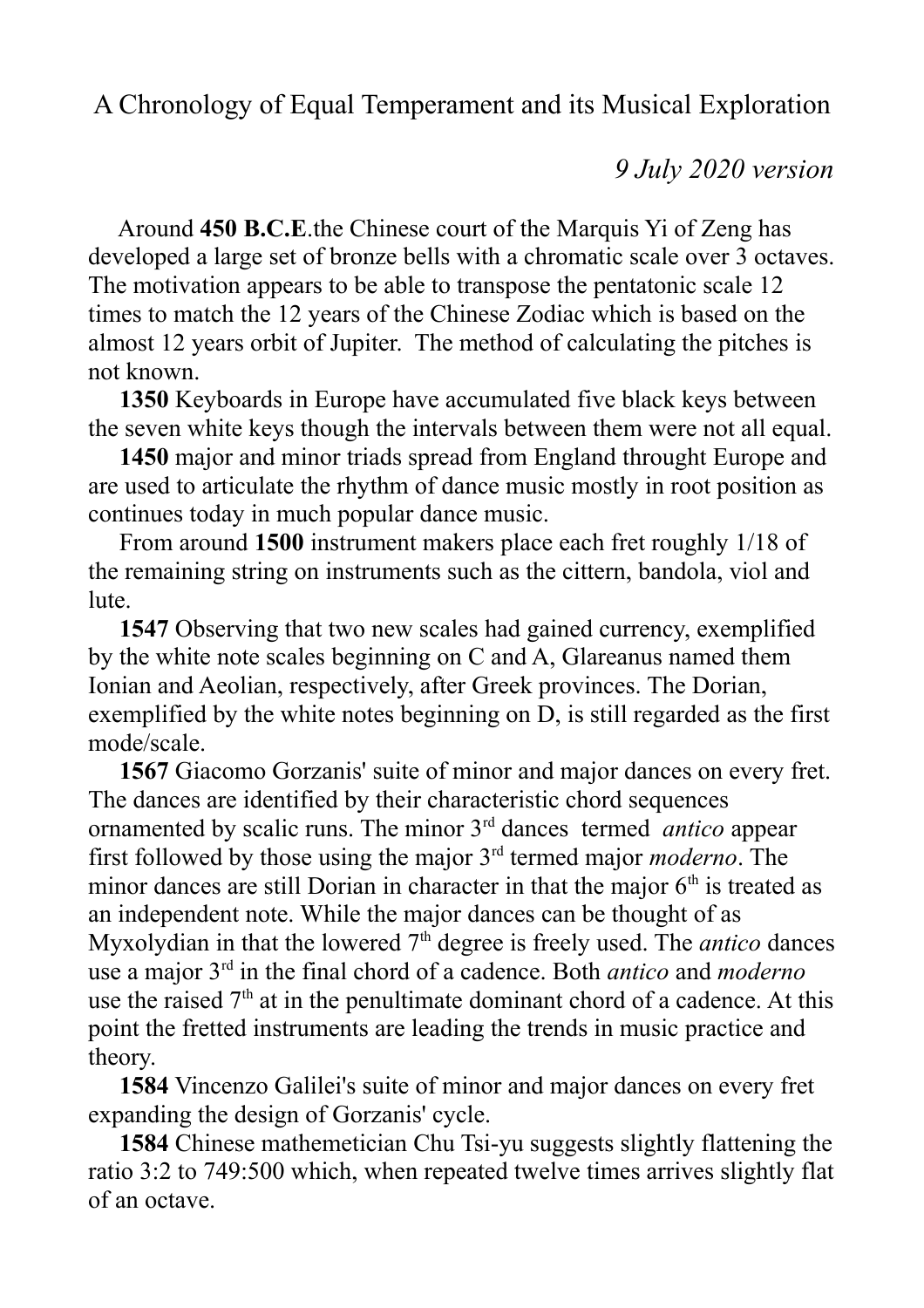# A Chronology of Equal Temperament and its Musical Exploration

*9 July 2020 version*

Around **450 B.C.E**.the Chinese court of the Marquis Yi of Zeng has developed a large set of bronze bells with a chromatic scale over 3 octaves. The motivation appears to be able to transpose the pentatonic scale 12 times to match the 12 years of the Chinese Zodiac which is based on the almost 12 years orbit of Jupiter. The method of calculating the pitches is not known.

**1350** Keyboards in Europe have accumulated five black keys between the seven white keys though the intervals between them were not all equal.

**1450** major and minor triads spread from England throught Europe and are used to articulate the rhythm of dance music mostly in root position as continues today in much popular dance music.

From around **1500** instrument makers place each fret roughly 1/18 of the remaining string on instruments such as the cittern, bandola, viol and lute.

**1547** Observing that two new scales had gained currency, exemplified by the white note scales beginning on C and A, Glareanus named them Ionian and Aeolian, respectively, after Greek provinces. The Dorian, exemplified by the white notes beginning on D, is still regarded as the first mode/scale.

**1567** Giacomo Gorzanis' suite of minor and major dances on every fret. The dances are identified by their characteristic chord sequences ornamented by scalic runs. The minor 3rd dances termed *antico* appear first followed by those using the major 3rd termed major *moderno*. The minor dances are still Dorian in character in that the major 6th is treated as an independent note. While the major dances can be thought of as Myxolydian in that the lowered 7th degree is freely used. The *antico* dances use a major 3rd in the final chord of a cadence. Both *antico* and *moderno* use the raised 7th at in the penultimate dominant chord of a cadence. At this point the fretted instruments are leading the trends in music practice and theory.

**1584** Vincenzo Galilei's suite of minor and major dances on every fret expanding the design of Gorzanis' cycle.

**1584** Chinese mathemetician Chu Tsi-yu suggests slightly flattening the ratio 3:2 to 749:500 which, when repeated twelve times arrives slightly flat of an octave.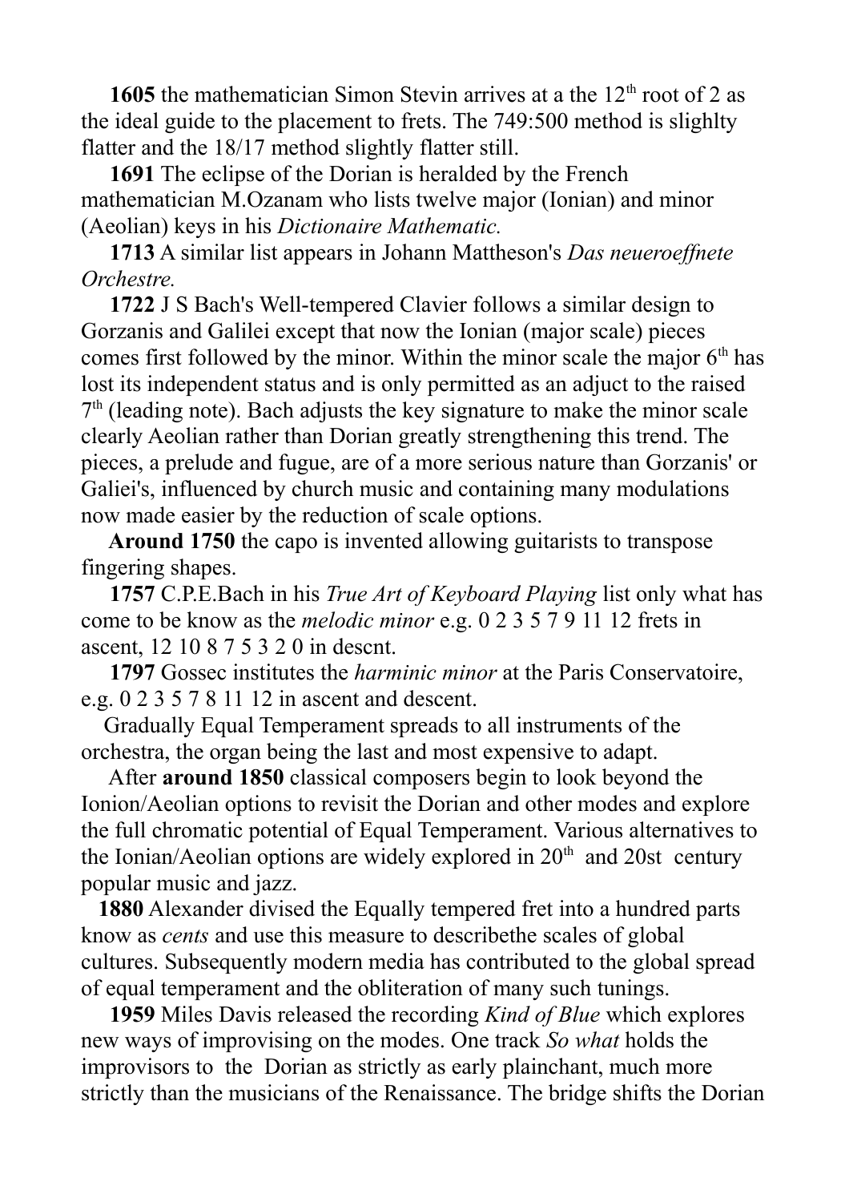**1605** the mathematician Simon Stevin arrives at a the $12^{th}$ root of 2 as the ideal guide to the placement to frets. The 749:500 method is slighlty flatter and the 18/17 method slightly flatter still.

**1691** The eclipse of the Dorian is heralded by the French mathematician M.Ozanam who lists twelve major (Ionian) and minor (Aeolian) keys in his *Dictionaire Mathematic.*

**1713** A similar list appears in Johann Mattheson's *Das neueroeffnete Orchestre.*

**1722** J S Bach's Well-tempered Clavier follows a similar design to Gorzanis and Galilei except that now the Ionian (major scale) pieces comes first followed by the minor. Within the minor scale the major $6^{th}$ has lost its independent status and is only permitted as an adjuct to the raised $7^{th}$ (leading note). Bach adjusts the key signature to make the minor scale clearly Aeolian rather than Dorian greatly strengthening this trend. The pieces, a prelude and fugue, are of a more serious nature than Gorzanis' or Galiei's, influenced by church music and containing many modulations now made easier by the reduction of scale options.

**Around 1750** the capo is invented allowing guitarists to transpose fingering shapes.

**1757** C.P.E.Bach in his *True Art of Keyboard Playing* list only what has come to be know as the *melodic minor* e.g. 0 2 3 5 7 9 11 12 frets in ascent, 12 10 8 7 5 3 2 0 in descnt.

**1797** Gossec institutes the *harminic minor* at the Paris Conservatoire, e.g. 0 2 3 5 7 8 11 12 in ascent and descent.

Gradually Equal Temperament spreads to all instruments of the orchestra, the organ being the last and most expensive to adapt.

After **around 1850** classical composers begin to look beyond the Ionion/Aeolian options to revisit the Dorian and other modes and explore the full chromatic potential of Equal Temperament. Various alternatives to the Ionian/Aeolian options are widely explored in $20^{th}$ and 20st century popular music and jazz.

**1880** Alexander divised the Equally tempered fret into a hundred parts know as *cents* and use this measure to describethe scales of global cultures. Subsequently modern media has contributed to the global spread of equal temperament and the obliteration of many such tunings.

**1959** Miles Davis released the recording *Kind of Blue* which explores new ways of improvising on the modes. One track *So what* holds the improvisors to the Dorian as strictly as early plainchant, much more strictly than the musicians of the Renaissance. The bridge shifts the Dorian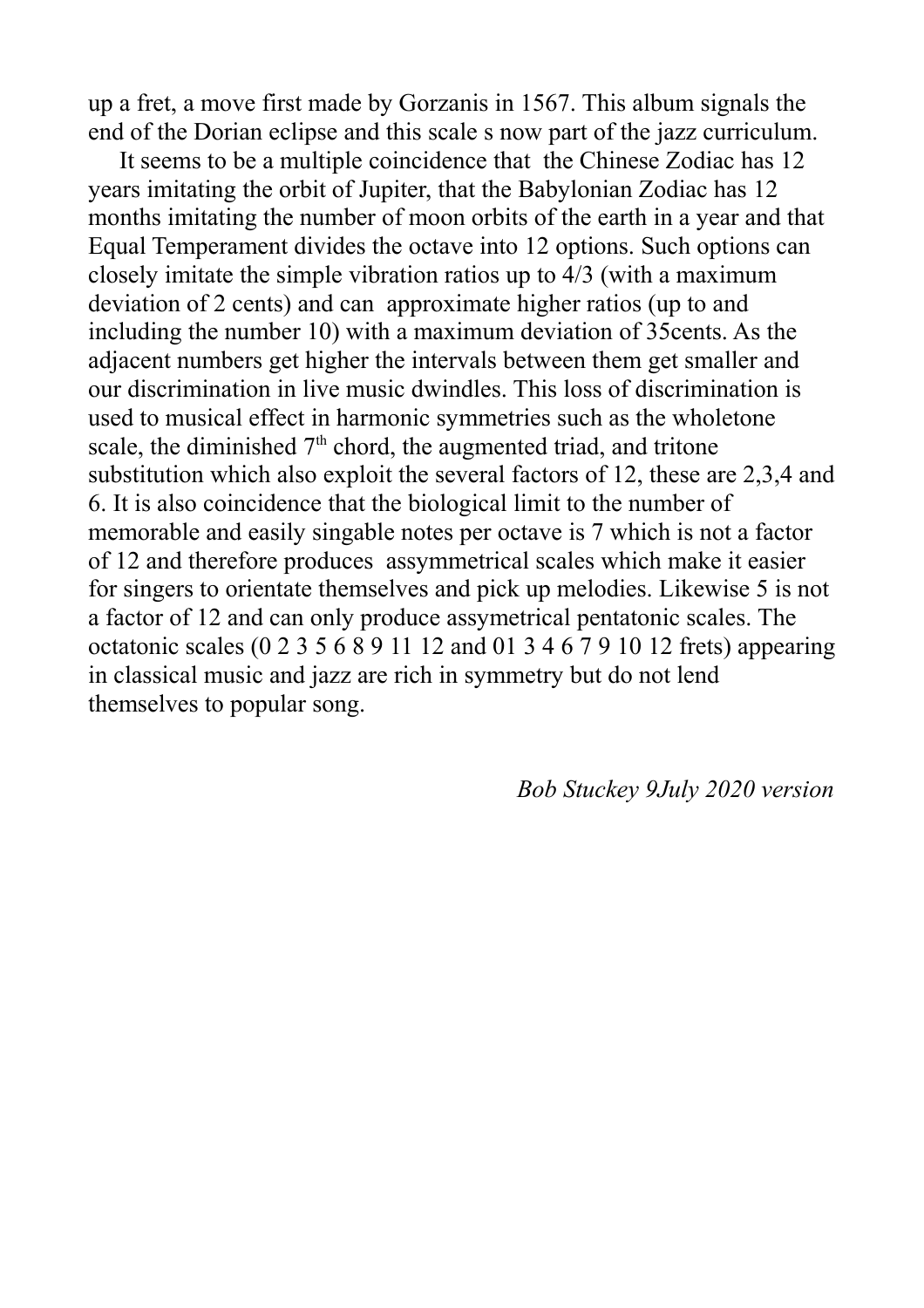up a fret, a move first made by Gorzanis in 1567. This album signals the end of the Dorian eclipse and this scale s now part of the jazz curriculum.

It seems to be a multiple coincidence that the Chinese Zodiac has 12 years imitating the orbit of Jupiter, that the Babylonian Zodiac has 12 months imitating the number of moon orbits of the earth in a year and that Equal Temperament divides the octave into 12 options. Such options can closely imitate the simple vibration ratios up to 4/3 (with a maximum deviation of 2 cents) and can approximate higher ratios (up to and including the number 10) with a maximum deviation of 35cents. As the adjacent numbers get higher the intervals between them get smaller and our discrimination in live music dwindles. This loss of discrimination is used to musical effect in harmonic symmetries such as the wholetone scale, the diminished 7th chord, the augmented triad, and tritone substitution which also exploit the several factors of 12, these are 2,3,4 and 6. It is also coincidence that the biological limit to the number of memorable and easily singable notes per octave is 7 which is not a factor of 12 and therefore produces assymmetrical scales which make it easier for singers to orientate themselves and pick up melodies. Likewise 5 is not a factor of 12 and can only produce assymetrical pentatonic scales. The octatonic scales (0 2 3 5 6 8 9 11 12 and 01 3 4 6 7 9 10 12 frets) appearing in classical music and jazz are rich in symmetry but do not lend themselves to popular song.

*Bob Stuckey 9July 2020 version*